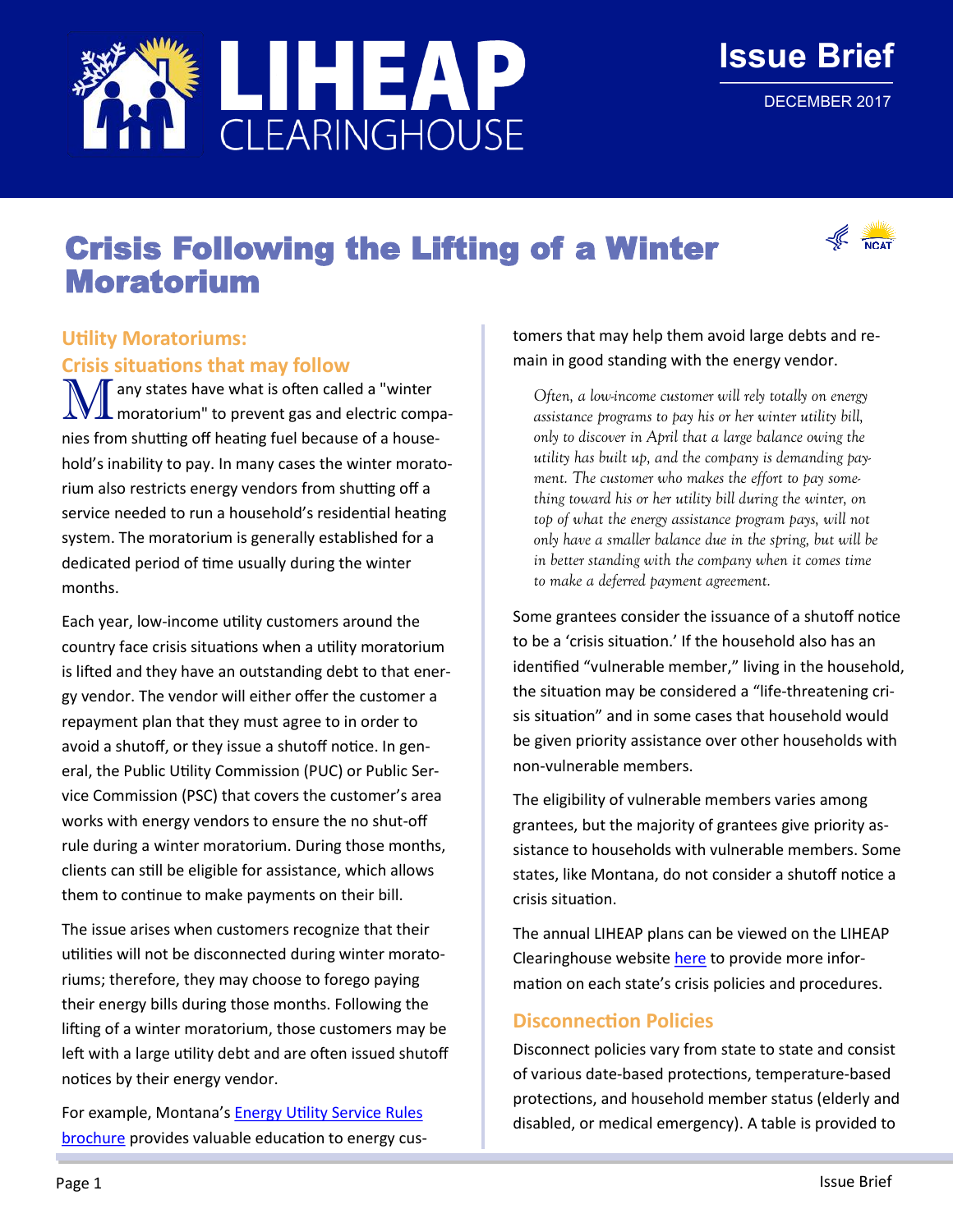# LIHEAP CLEARINGHOUSE

Issue Brief

DECEMBER 2017

# Crisis Following the Lifting of a Winter Moratorium

## Utility Moratoriums: Crisis situations that may follow

Many states have what is often called a "winter moratorium" to prevent gas and electric companies from shutting off heating fuel because of a household's inability to pay. In many cases the winter moratorium also restricts energy vendors from shutting off a service needed to run a household's residential heating system. The moratorium is generally established for a dedicated period of time usually during the winter months.

Each year, low-income utility customers around the country face crisis situations when a utility moratorium is lifted and they have an outstanding debt to that energy vendor. The vendor will either offer the customer a repayment plan that they must agree to in order to avoid a shutoff, or they issue a shutoff notice. In general, the Public Utility Commission (PUC) or Public Service Commission (PSC) that covers the customer's area works with energy vendors to ensure the no shut-off rule during a winter moratorium. During those months, clients can still be eligible for assistance, which allows them to continue to make payments on their bill.

The issue arises when customers recognize that their utilities will not be disconnected during winter moratoriums; therefore, they may choose to forego paying their energy bills during those months. Following the lifting of a winter moratorium, those customers may be left with a large utility debt and are often issued shutoff notices by their energy vendor.

For example, Montana's Energy Utility Service Rules brochure provides valuable education to energy customers that may help them avoid large debts and remain in good standing with the energy vendor.

> *Often, a low-income customer will rely totally on energy assistance programs to pay his or her winter utility bill, only to discover in April that a large balance owing the utility has built up, and the company is demanding payment. The customer who makes the effort to pay something toward his or her utility bill during the winter, on top of what the energy assistance program pays, will not only have a smaller balance due in the spring, but will be in better standing with the company when it comes time to make a deferred payment agreement.*

Some grantees consider the issuance of a shutoff notice to be a 'crisis situation.' If the household also has an identified "vulnerable member," living in the household, the situation may be considered a "life-threatening crisis situation" and in some cases that household would be given priority assistance over other households with non-vulnerable members.

The eligibility of vulnerable members varies among grantees, but the majority of grantees give priority assistance to households with vulnerable members. Some states, like Montana, do not consider a shutoff notice a crisis situation.

The annual LIHEAP plans can be viewed on the LIHEAP Clearinghouse website here to provide more information on each state's crisis policies and procedures.

## Disconnection Policies

Disconnect policies vary from state to state and consist of various date-based protections, temperature-based protections, and household member status (elderly and disabled, or medical emergency). A table is provided to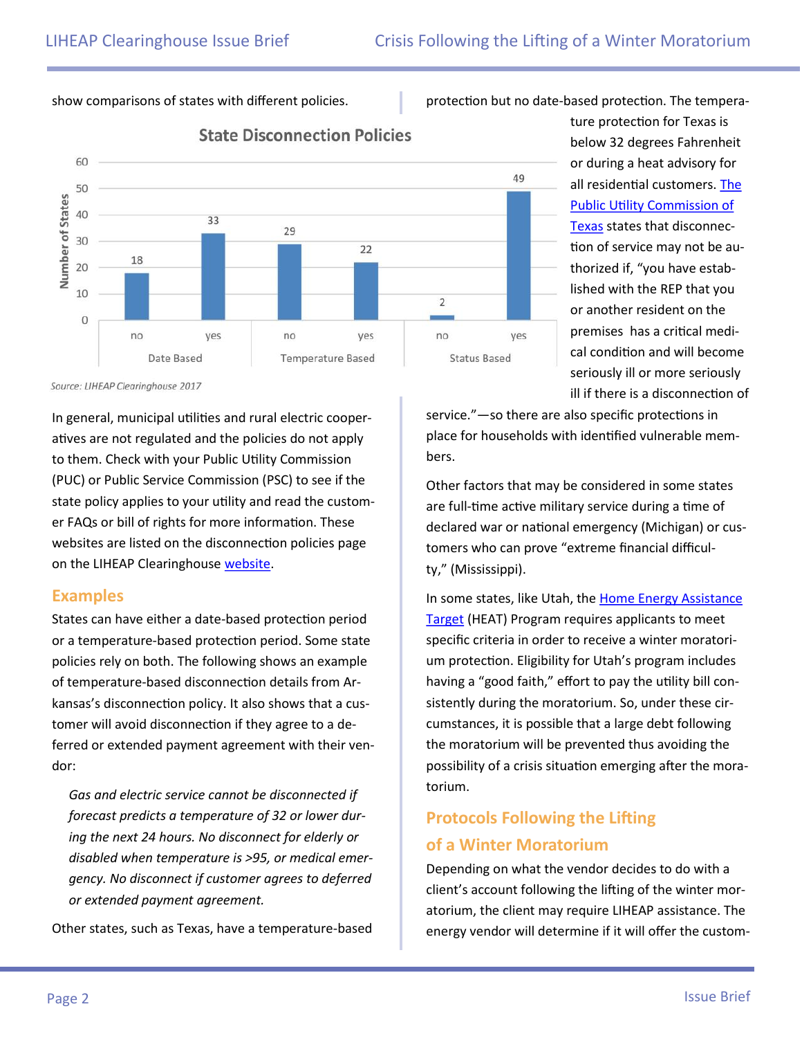show comparisons of states with different policies.

**State Disconnection Policies**

| | Date Based | | Temperature Based | | Status Based | |
|---|---|---|---|---|---|---|
| | no | yes | no | yes | no | yes |
| Number of States | 18 | 33 | 29 | 22 | 2 | 49 |

*Source: LIHEAP Clearinghouse 2017*

In general, municipal utilities and rural electric cooperatives are not regulated and the policies do not apply to them. Check with your Public Utility Commission (PUC) or Public Service Commission (PSC) to see if the state policy applies to your utility and read the customer FAQs or bill of rights for more information. These websites are listed on the disconnection policies page on the LIHEAP Clearinghouse website.

## Examples

States can have either a date-based protection period or a temperature-based protection period. Some state policies rely on both. The following shows an example of temperature-based disconnection details from Arkansas's disconnection policy. It also shows that a customer will avoid disconnection if they agree to a deferred or extended payment agreement with their vendor:

> *Gas and electric service cannot be disconnected if forecast predicts a temperature of 32 or lower during the next 24 hours. No disconnect for elderly or disabled when temperature is >95, or medical emergency. No disconnect if customer agrees to deferred or extended payment agreement.*

Other states, such as Texas, have a temperature-based protection but no date-based protection. The temperature protection for Texas is below 32 degrees Fahrenheit or during a heat advisory for all residential customers. The Public Utility Commission of Texas states that disconnection of service may not be authorized if, "you have established with the REP that you or another resident on the premises has a critical medical condition and will become seriously ill or more seriously ill if there is a disconnection of service."—so there are also specific protections in place for households with identified vulnerable members.

Other factors that may be considered in some states are full-time active military service during a time of declared war or national emergency (Michigan) or customers who can prove "extreme financial difficulty," (Mississippi).

In some states, like Utah, the Home Energy Assistance Target (HEAT) Program requires applicants to meet specific criteria in order to receive a winter moratorium protection. Eligibility for Utah's program includes having a "good faith," effort to pay the utility bill consistently during the moratorium. So, under these circumstances, it is possible that a large debt following the moratorium will be prevented thus avoiding the possibility of a crisis situation emerging after the moratorium.

## Protocols Following the Lifting of a Winter Moratorium

Depending on what the vendor decides to do with a client's account following the lifting of the winter moratorium, the client may require LIHEAP assistance. The energy vendor will determine if it will offer the custom-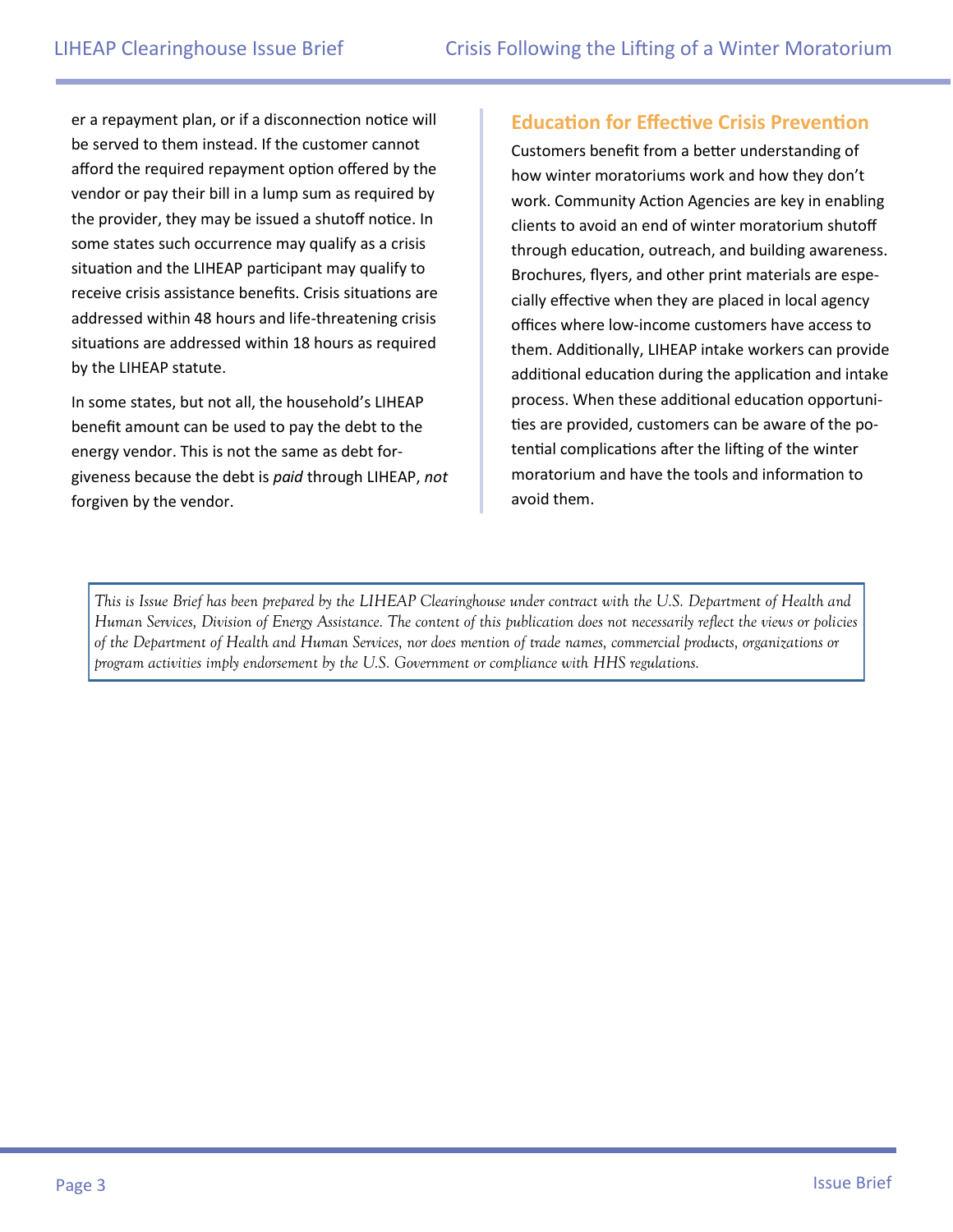er a repayment plan, or if a disconnection notice will be served to them instead. If the customer cannot afford the required repayment option offered by the vendor or pay their bill in a lump sum as required by the provider, they may be issued a shutoff notice. In some states such occurrence may qualify as a crisis situation and the LIHEAP participant may qualify to receive crisis assistance benefits. Crisis situations are addressed within 48 hours and life-threatening crisis situations are addressed within 18 hours as required by the LIHEAP statute.

In some states, but not all, the household's LIHEAP benefit amount can be used to pay the debt to the energy vendor. This is not the same as debt forgiveness because the debt is *paid* through LIHEAP, *not* forgiven by the vendor.

## Education for Effective Crisis Prevention

Customers benefit from a better understanding of how winter moratoriums work and how they don't work. Community Action Agencies are key in enabling clients to avoid an end of winter moratorium shutoff through education, outreach, and building awareness. Brochures, flyers, and other print materials are especially effective when they are placed in local agency offices where low-income customers have access to them. Additionally, LIHEAP intake workers can provide additional education during the application and intake process. When these additional education opportunities are provided, customers can be aware of the potential complications after the lifting of the winter moratorium and have the tools and information to avoid them.

*This is Issue Brief has been prepared by the LIHEAP Clearinghouse under contract with the U.S. Department of Health and Human Services, Division of Energy Assistance. The content of this publication does not necessarily reflect the views or policies of the Department of Health and Human Services, nor does mention of trade names, commercial products, organizations or program activities imply endorsement by the U.S. Government or compliance with HHS regulations.*